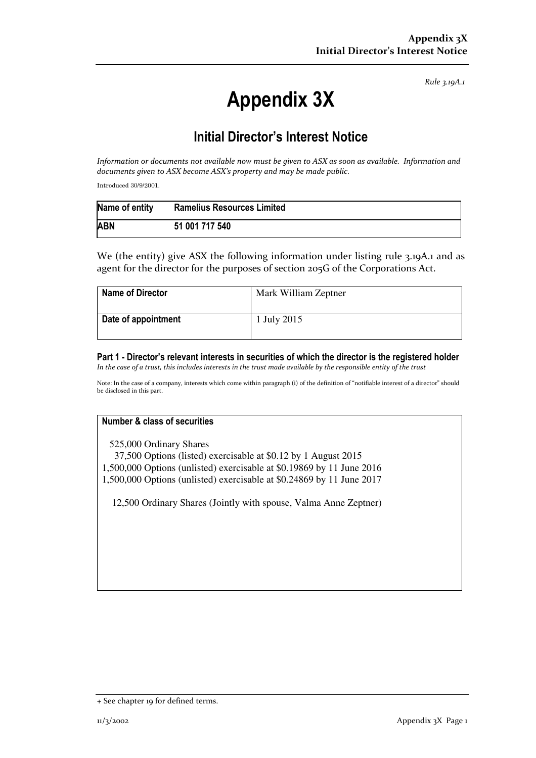*Rule 3.19A.1*

# Appendix 3X

## Initial Director's Interest Notice

*Information or documents not available now must be given to ASX as soon as available. Information and documents given to ASX become ASX's property and may be made public.*

Introduced 30/9/2001.

| Name of entity | Ramelius Resources Limited |
|---|---|
| ABN | 51 001 717 540 |

We (the entity) give ASX the following information under listing rule 3.19A.1 and as agent for the director for the purposes of section 205G of the Corporations Act.

| Name of Director | Mark William Zeptner |
|---|---|
| Date of appointment | 1 July 2015 |

**Part 1 - Director's relevant interests in securities of which the director is the registered holder**

*In the case of a trust, this includes interests in the trust made available by the responsible entity of the trust*

Note: In the case of a company, interests which come within paragraph (i) of the definition of "notifiable interest of a director" should be disclosed in this part.

| Number & class of securities |
|---|
| 525,000 Ordinary Shares<br>37,500 Options (listed) exercisable at $0.12 by 1 August 2015<br>1,500,000 Options (unlisted) exercisable at $0.19869 by 11 June 2016<br>1,500,000 Options (unlisted) exercisable at $0.24869 by 11 June 2017<br><br>12,500 Ordinary Shares (Jointly with spouse, Valma Anne Zeptner) |

+ See chapter 19 for defined terms.

11/3/2002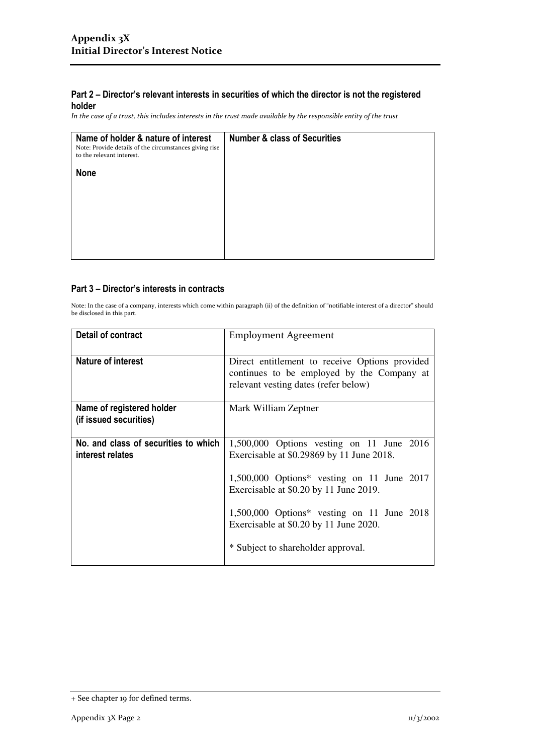## Part 2 – Director's relevant interests in securities of which the director is not the registered holder

*In the case of a trust, this includes interests in the trust made available by the responsible entity of the trust*

| Name of holder & nature of interest<br>Note: Provide details of the circumstances giving rise to the relevant interest. | Number & class of Securities |
|---|---|
| **None** | |

## Part 3 – Director's interests in contracts

Note: In the case of a company, interests which come within paragraph (ii) of the definition of "notifiable interest of a director" should be disclosed in this part.

| | |
|---|---|
| **Detail of contract** | Employment Agreement |
| **Nature of interest** | Direct entitlement to receive Options provided continues to be employed by the Company at relevant vesting dates (refer below) |
| **Name of registered holder (if issued securities)** | Mark William Zeptner |
| **No. and class of securities to which interest relates** | 1,500,000 Options vesting on 11 June 2016 Exercisable at $0.29869 by 11 June 2018.<br><br>1,500,000 Options* vesting on 11 June 2017 Exercisable at $0.20 by 11 June 2019.<br><br>1,500,000 Options* vesting on 11 June 2018 Exercisable at $0.20 by 11 June 2020.<br><br>* Subject to shareholder approval. |

+ See chapter 19 for defined terms.